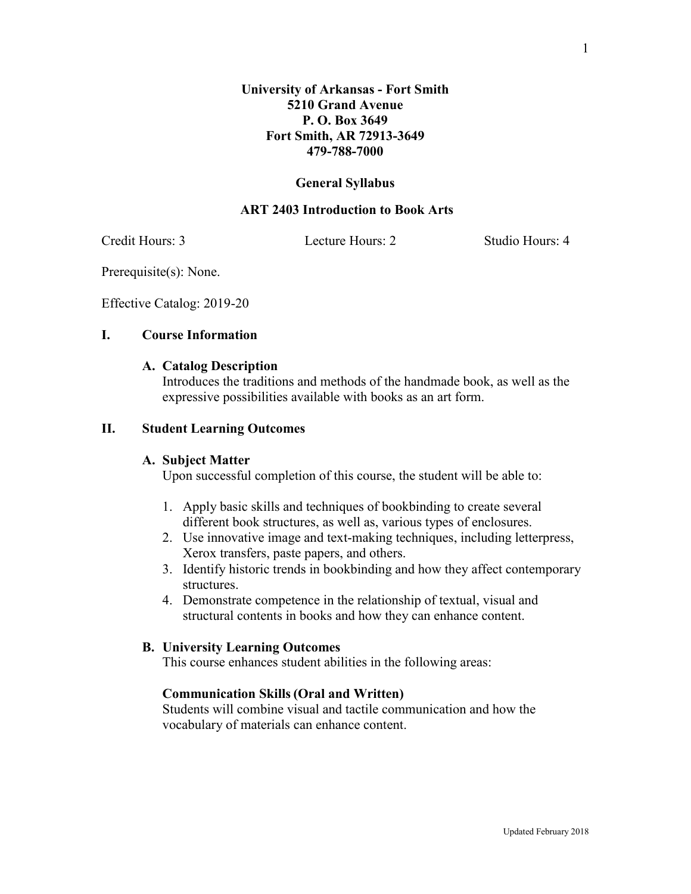**University of Arkansas - Fort Smith**
**5210 Grand Avenue**
**P. O. Box 3649**
**Fort Smith, AR 72913-3649**
**479-788-7000**

# General Syllabus

## ART 2403 Introduction to Book Arts

Credit Hours: 3 Lecture Hours: 2 Studio Hours: 4

Prerequisite(s): None.

Effective Catalog: 2019-20

## I. Course Information

### A. Catalog Description

Introduces the traditions and methods of the handmade book, as well as the expressive possibilities available with books as an art form.

## II. Student Learning Outcomes

### A. Subject Matter

Upon successful completion of this course, the student will be able to:

1. Apply basic skills and techniques of bookbinding to create several different book structures, as well as, various types of enclosures.
2. Use innovative image and text-making techniques, including letterpress, Xerox transfers, paste papers, and others.
3. Identify historic trends in bookbinding and how they affect contemporary structures.
4. Demonstrate competence in the relationship of textual, visual and structural contents in books and how they can enhance content.

### B. University Learning Outcomes

This course enhances student abilities in the following areas:

**Communication Skills (Oral and Written)**
Students will combine visual and tactile communication and how the vocabulary of materials can enhance content.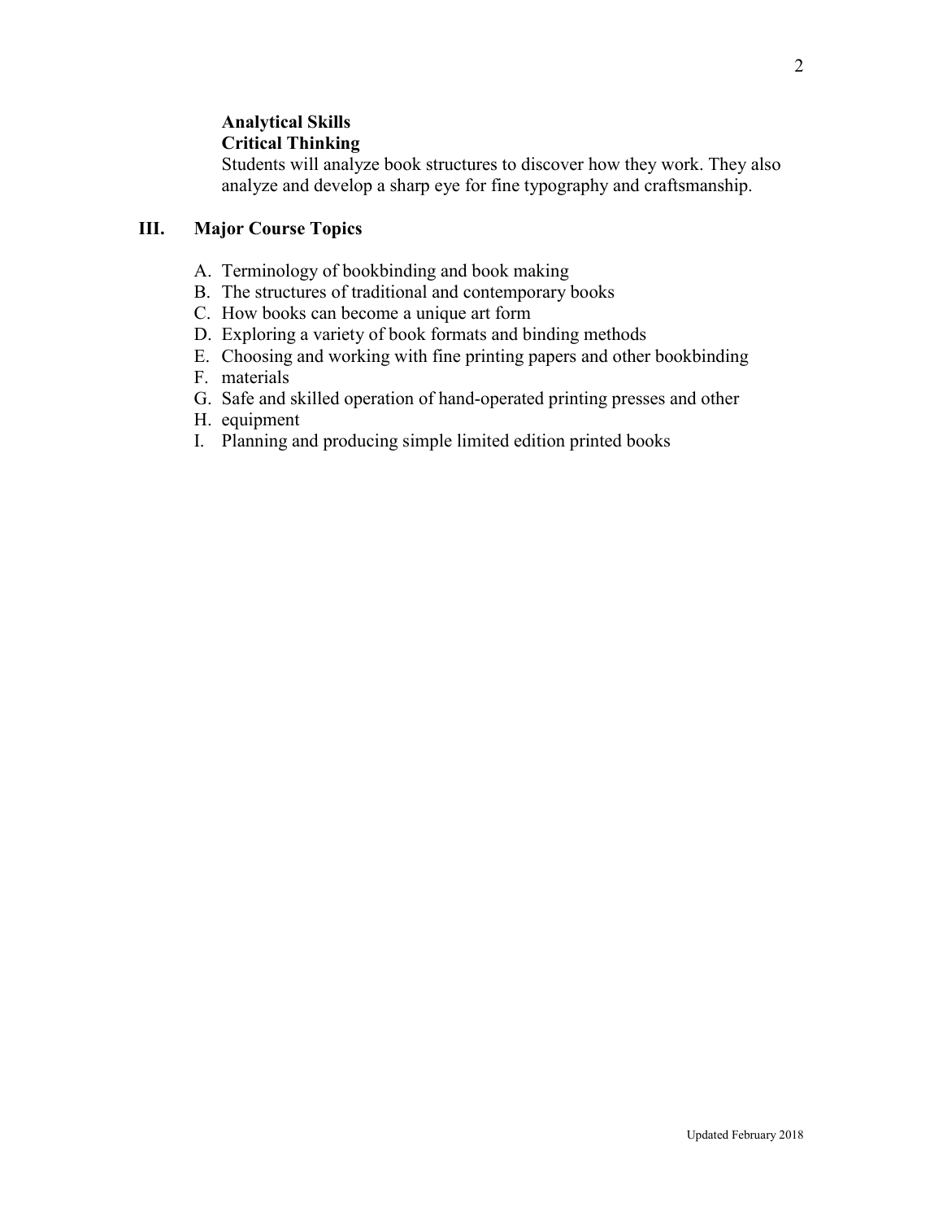**Analytical Skills**
**Critical Thinking**
Students will analyze book structures to discover how they work. They also analyze and develop a sharp eye for fine typography and craftsmanship.

## III. Major Course Topics

A. Terminology of bookbinding and book making
B. The structures of traditional and contemporary books
C. How books can become a unique art form
D. Exploring a variety of book formats and binding methods
E. Choosing and working with fine printing papers and other bookbinding
F. materials
G. Safe and skilled operation of hand-operated printing presses and other
H. equipment
I. Planning and producing simple limited edition printed books

Updated February 2018